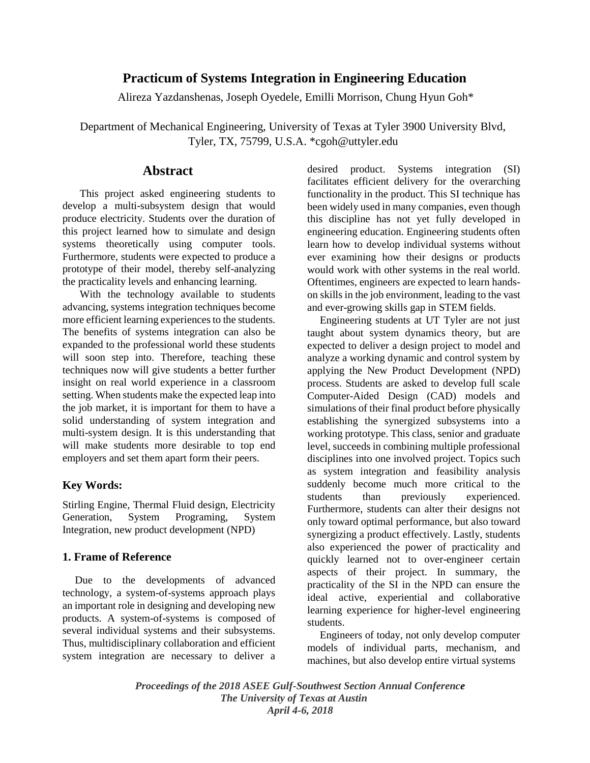# Practicum of Systems Integration in Engineering Education

Alireza Yazdanshenas, Joseph Oyedele, Emilli Morrison, Chung Hyun Goh*

Department of Mechanical Engineering, University of Texas at Tyler 3900 University Blvd, Tyler, TX, 75799, U.S.A. *cgoh@uttyler.edu

## Abstract

This project asked engineering students to develop a multi-subsystem design that would produce electricity. Students over the duration of this project learned how to simulate and design systems theoretically using computer tools. Furthermore, students were expected to produce a prototype of their model, thereby self-analyzing the practicality levels and enhancing learning.

With the technology available to students advancing, systems integration techniques become more efficient learning experiences to the students. The benefits of systems integration can also be expanded to the professional world these students will soon step into. Therefore, teaching these techniques now will give students a better further insight on real world experience in a classroom setting. When students make the expected leap into the job market, it is important for them to have a solid understanding of system integration and multi-system design. It is this understanding that will make students more desirable to top end employers and set them apart form their peers.

### Key Words:

Stirling Engine, Thermal Fluid design, Electricity Generation, System Programing, System Integration, new product development (NPD)

### 1. Frame of Reference

Due to the developments of advanced technology, a system-of-systems approach plays an important role in designing and developing new products. A system-of-systems is composed of several individual systems and their subsystems. Thus, multidisciplinary collaboration and efficient system integration are necessary to deliver a desired product. Systems integration (SI) facilitates efficient delivery for the overarching functionality in the product. This SI technique has been widely used in many companies, even though this discipline has not yet fully developed in engineering education. Engineering students often learn how to develop individual systems without ever examining how their designs or products would work with other systems in the real world. Oftentimes, engineers are expected to learn hands-on skills in the job environment, leading to the vast and ever-growing skills gap in STEM fields.

Engineering students at UT Tyler are not just taught about system dynamics theory, but are expected to deliver a design project to model and analyze a working dynamic and control system by applying the New Product Development (NPD) process. Students are asked to develop full scale Computer-Aided Design (CAD) models and simulations of their final product before physically establishing the synergized subsystems into a working prototype. This class, senior and graduate level, succeeds in combining multiple professional disciplines into one involved project. Topics such as system integration and feasibility analysis suddenly become much more critical to the students than previously experienced. Furthermore, students can alter their designs not only toward optimal performance, but also toward synergizing a product effectively. Lastly, students also experienced the power of practicality and quickly learned not to over-engineer certain aspects of their project. In summary, the practicality of the SI in the NPD can ensure the ideal active, experiential and collaborative learning experience for higher-level engineering students.

Engineers of today, not only develop computer models of individual parts, mechanism, and machines, but also develop entire virtual systems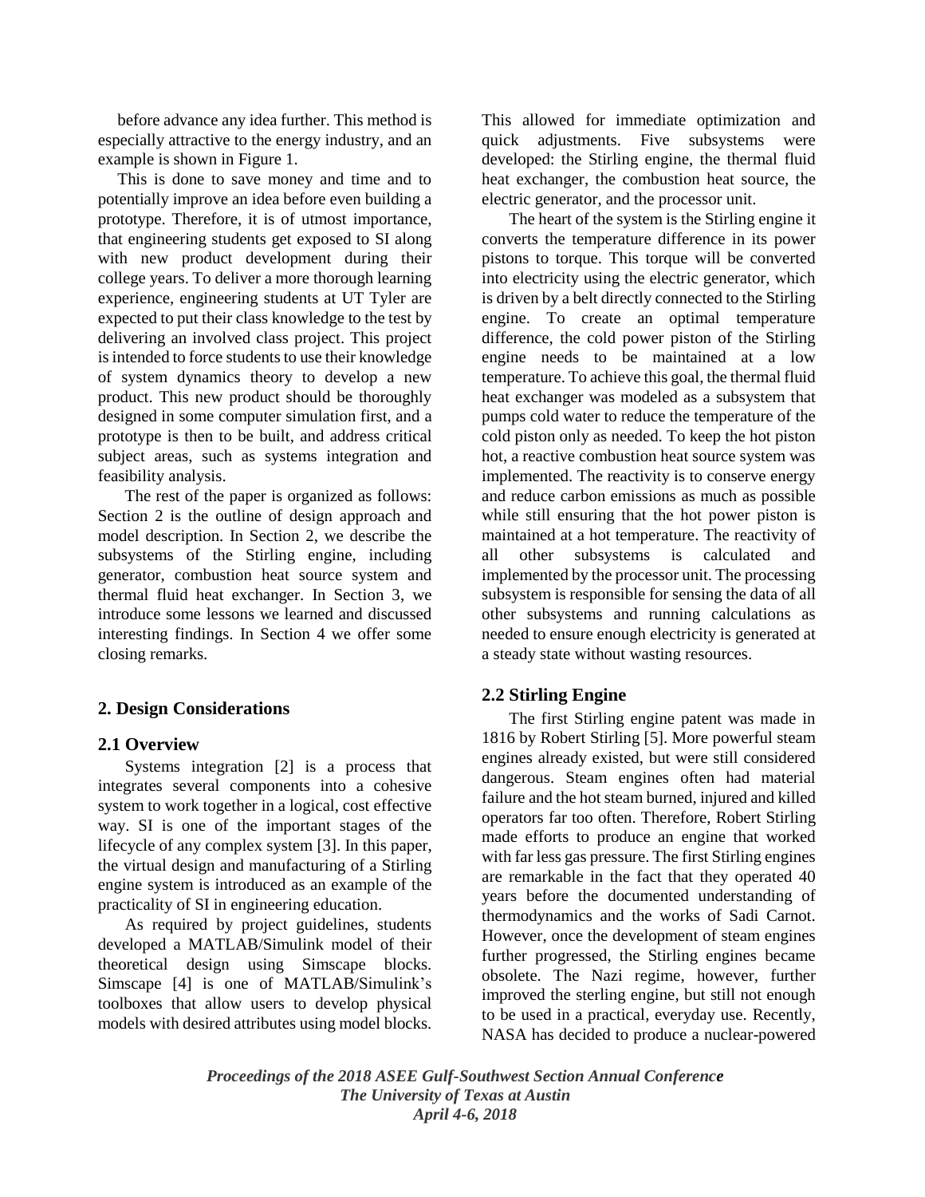before advance any idea further. This method is especially attractive to the energy industry, and an example is shown in Figure 1.

This is done to save money and time and to potentially improve an idea before even building a prototype. Therefore, it is of utmost importance, that engineering students get exposed to SI along with new product development during their college years. To deliver a more thorough learning experience, engineering students at UT Tyler are expected to put their class knowledge to the test by delivering an involved class project. This project is intended to force students to use their knowledge of system dynamics theory to develop a new product. This new product should be thoroughly designed in some computer simulation first, and a prototype is then to be built, and address critical subject areas, such as systems integration and feasibility analysis.

The rest of the paper is organized as follows: Section 2 is the outline of design approach and model description. In Section 2, we describe the subsystems of the Stirling engine, including generator, combustion heat source system and thermal fluid heat exchanger. In Section 3, we introduce some lessons we learned and discussed interesting findings. In Section 4 we offer some closing remarks.

## 2. Design Considerations

### 2.1 Overview

Systems integration [2] is a process that integrates several components into a cohesive system to work together in a logical, cost effective way. SI is one of the important stages of the lifecycle of any complex system [3]. In this paper, the virtual design and manufacturing of a Stirling engine system is introduced as an example of the practicality of SI in engineering education.

As required by project guidelines, students developed a MATLAB/Simulink model of their theoretical design using Simscape blocks. Simscape [4] is one of MATLAB/Simulink's toolboxes that allow users to develop physical models with desired attributes using model blocks. This allowed for immediate optimization and quick adjustments. Five subsystems were developed: the Stirling engine, the thermal fluid heat exchanger, the combustion heat source, the electric generator, and the processor unit.

The heart of the system is the Stirling engine it converts the temperature difference in its power pistons to torque. This torque will be converted into electricity using the electric generator, which is driven by a belt directly connected to the Stirling engine. To create an optimal temperature difference, the cold power piston of the Stirling engine needs to be maintained at a low temperature. To achieve this goal, the thermal fluid heat exchanger was modeled as a subsystem that pumps cold water to reduce the temperature of the cold piston only as needed. To keep the hot piston hot, a reactive combustion heat source system was implemented. The reactivity is to conserve energy and reduce carbon emissions as much as possible while still ensuring that the hot power piston is maintained at a hot temperature. The reactivity of all other subsystems is calculated and implemented by the processor unit. The processing subsystem is responsible for sensing the data of all other subsystems and running calculations as needed to ensure enough electricity is generated at a steady state without wasting resources.

### 2.2 Stirling Engine

The first Stirling engine patent was made in 1816 by Robert Stirling [5]. More powerful steam engines already existed, but were still considered dangerous. Steam engines often had material failure and the hot steam burned, injured and killed operators far too often. Therefore, Robert Stirling made efforts to produce an engine that worked with far less gas pressure. The first Stirling engines are remarkable in the fact that they operated 40 years before the documented understanding of thermodynamics and the works of Sadi Carnot. However, once the development of steam engines further progressed, the Stirling engines became obsolete. The Nazi regime, however, further improved the sterling engine, but still not enough to be used in a practical, everyday use. Recently, NASA has decided to produce a nuclear-powered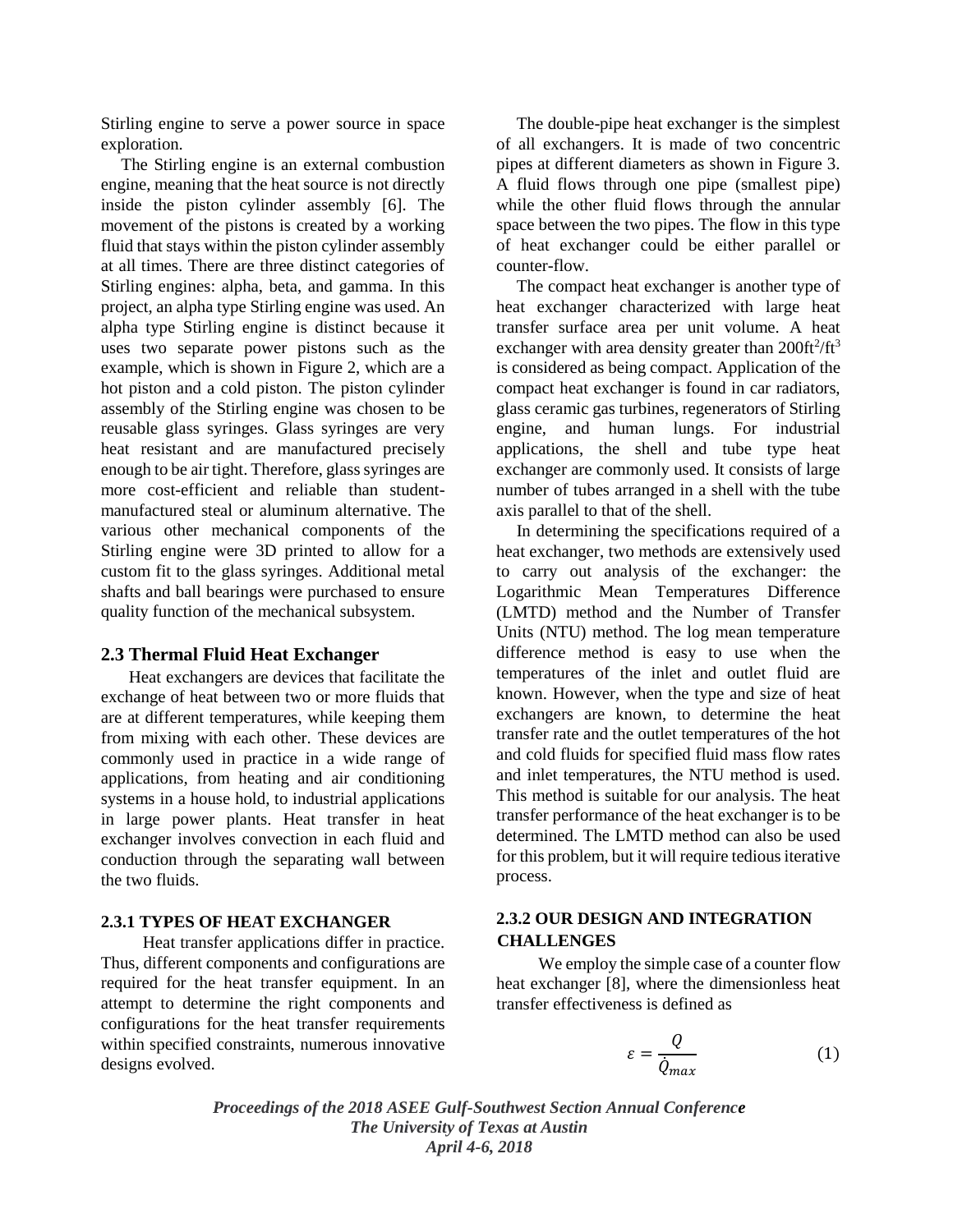Stirling engine to serve a power source in space exploration.

The Stirling engine is an external combustion engine, meaning that the heat source is not directly inside the piston cylinder assembly [6]. The movement of the pistons is created by a working fluid that stays within the piston cylinder assembly at all times. There are three distinct categories of Stirling engines: alpha, beta, and gamma. In this project, an alpha type Stirling engine was used. An alpha type Stirling engine is distinct because it uses two separate power pistons such as the example, which is shown in Figure 2, which are a hot piston and a cold piston. The piston cylinder assembly of the Stirling engine was chosen to be reusable glass syringes. Glass syringes are very heat resistant and are manufactured precisely enough to be air tight. Therefore, glass syringes are more cost-efficient and reliable than student-manufactured steal or aluminum alternative. The various other mechanical components of the Stirling engine were 3D printed to allow for a custom fit to the glass syringes. Additional metal shafts and ball bearings were purchased to ensure quality function of the mechanical subsystem.

### 2.3 Thermal Fluid Heat Exchanger

Heat exchangers are devices that facilitate the exchange of heat between two or more fluids that are at different temperatures, while keeping them from mixing with each other. These devices are commonly used in practice in a wide range of applications, from heating and air conditioning systems in a house hold, to industrial applications in large power plants. Heat transfer in heat exchanger involves convection in each fluid and conduction through the separating wall between the two fluids.

#### 2.3.1 TYPES OF HEAT EXCHANGER

Heat transfer applications differ in practice. Thus, different components and configurations are required for the heat transfer equipment. In an attempt to determine the right components and configurations for the heat transfer requirements within specified constraints, numerous innovative designs evolved.

The double-pipe heat exchanger is the simplest of all exchangers. It is made of two concentric pipes at different diameters as shown in Figure 3. A fluid flows through one pipe (smallest pipe) while the other fluid flows through the annular space between the two pipes. The flow in this type of heat exchanger could be either parallel or counter-flow.

The compact heat exchanger is another type of heat exchanger characterized with large heat transfer surface area per unit volume. A heat exchanger with area density greater than $200ft^2/ft^3$ is considered as being compact. Application of the compact heat exchanger is found in car radiators, glass ceramic gas turbines, regenerators of Stirling engine, and human lungs. For industrial applications, the shell and tube type heat exchanger are commonly used. It consists of large number of tubes arranged in a shell with the tube axis parallel to that of the shell.

In determining the specifications required of a heat exchanger, two methods are extensively used to carry out analysis of the exchanger: the Logarithmic Mean Temperatures Difference (LMTD) method and the Number of Transfer Units (NTU) method. The log mean temperature difference method is easy to use when the temperatures of the inlet and outlet fluid are known. However, when the type and size of heat exchangers are known, to determine the heat transfer rate and the outlet temperatures of the hot and cold fluids for specified fluid mass flow rates and inlet temperatures, the NTU method is used. This method is suitable for our analysis. The heat transfer performance of the heat exchanger is to be determined. The LMTD method can also be used for this problem, but it will require tedious iterative process.

#### 2.3.2 OUR DESIGN AND INTEGRATION CHALLENGES

We employ the simple case of a counter flow heat exchanger [8], where the dimensionless heat transfer effectiveness is defined as

$$\varepsilon = \frac{Q}{\dot{Q}_{max}} \tag{1}$$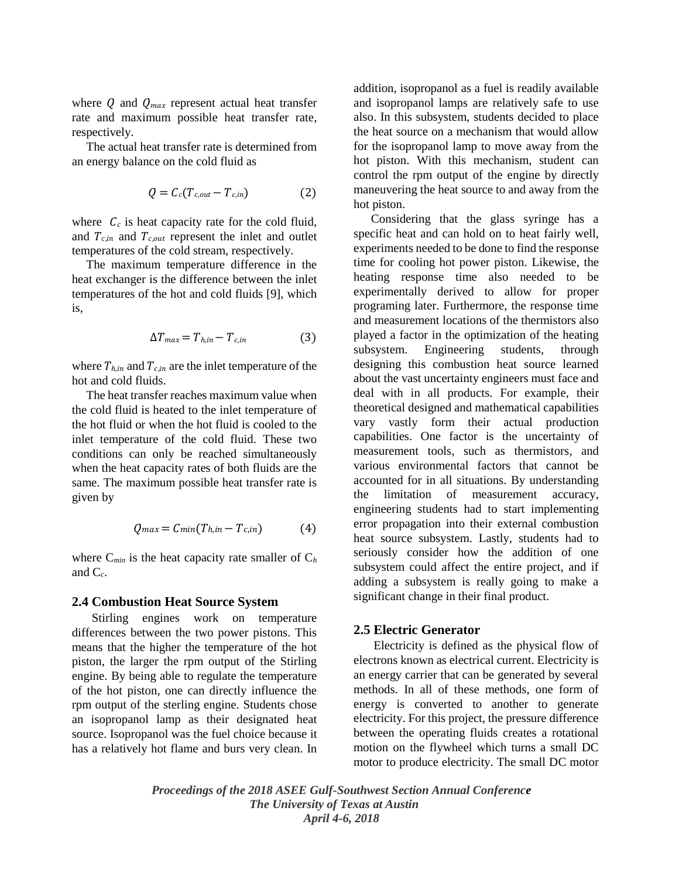where $Q$ and $Q_{max}$ represent actual heat transfer rate and maximum possible heat transfer rate, respectively.

The actual heat transfer rate is determined from an energy balance on the cold fluid as

$$Q = C_c(T_{c,out} - T_{c,in}) \qquad (2)$$

where $C_c$ is heat capacity rate for the cold fluid, and $T_{c,in}$ and $T_{c,out}$ represent the inlet and outlet temperatures of the cold stream, respectively.

The maximum temperature difference in the heat exchanger is the difference between the inlet temperatures of the hot and cold fluids [9], which is,

$$\Delta T_{max} = T_{h,in} - T_{c,in} \qquad (3)$$

where $T_{h,in}$ and $T_{c,in}$ are the inlet temperature of the hot and cold fluids.

The heat transfer reaches maximum value when the cold fluid is heated to the inlet temperature of the hot fluid or when the hot fluid is cooled to the inlet temperature of the cold fluid. These two conditions can only be reached simultaneously when the heat capacity rates of both fluids are the same. The maximum possible heat transfer rate is given by

$$Q_{max} = C_{min}(T_{h,in} - T_{c,in}) \qquad (4)$$

where $C_{min}$ is the heat capacity rate smaller of $C_h$ and $C_c$.

## 2.4 Combustion Heat Source System

Stirling engines work on temperature differences between the two power pistons. This means that the higher the temperature of the hot piston, the larger the rpm output of the Stirling engine. By being able to regulate the temperature of the hot piston, one can directly influence the rpm output of the sterling engine. Students chose an isopropanol lamp as their designated heat source. Isopropanol was the fuel choice because it has a relatively hot flame and burs very clean. In addition, isopropanol as a fuel is readily available and isopropanol lamps are relatively safe to use also. In this subsystem, students decided to place the heat source on a mechanism that would allow for the isopropanol lamp to move away from the hot piston. With this mechanism, student can control the rpm output of the engine by directly maneuvering the heat source to and away from the hot piston.

Considering that the glass syringe has a specific heat and can hold on to heat fairly well, experiments needed to be done to find the response time for cooling hot power piston. Likewise, the heating response time also needed to be experimentally derived to allow for proper programing later. Furthermore, the response time and measurement locations of the thermistors also played a factor in the optimization of the heating subsystem. Engineering students, through designing this combustion heat source learned about the vast uncertainty engineers must face and deal with in all products. For example, their theoretical designed and mathematical capabilities vary vastly form their actual production capabilities. One factor is the uncertainty of measurement tools, such as thermistors, and various environmental factors that cannot be accounted for in all situations. By understanding the limitation of measurement accuracy, engineering students had to start implementing error propagation into their external combustion heat source subsystem. Lastly, students had to seriously consider how the addition of one subsystem could affect the entire project, and if adding a subsystem is really going to make a significant change in their final product.

## 2.5 Electric Generator

Electricity is defined as the physical flow of electrons known as electrical current. Electricity is an energy carrier that can be generated by several methods. In all of these methods, one form of energy is converted to another to generate electricity. For this project, the pressure difference between the operating fluids creates a rotational motion on the flywheel which turns a small DC motor to produce electricity. The small DC motor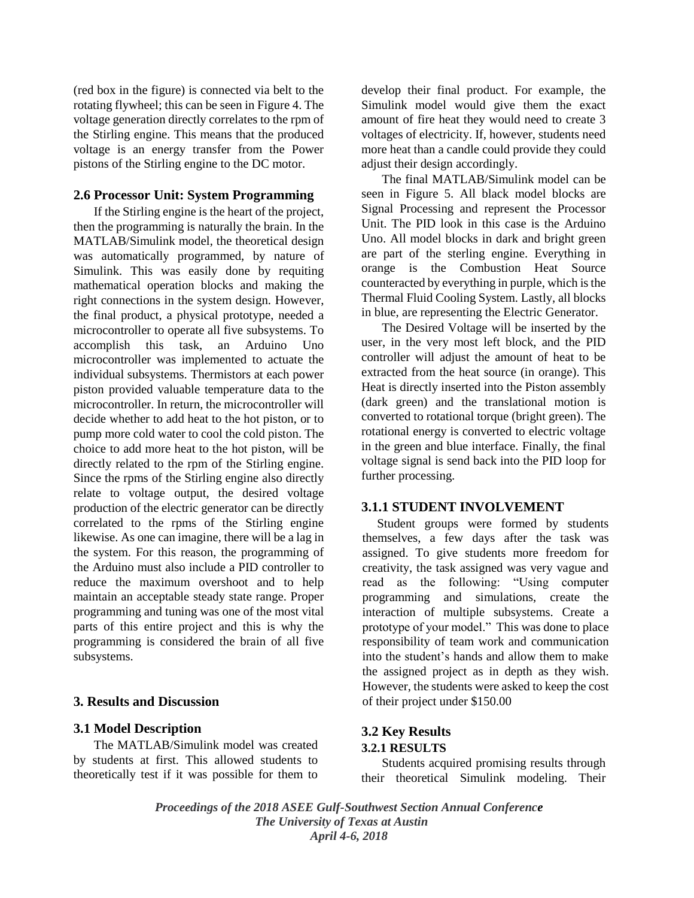(red box in the figure) is connected via belt to the rotating flywheel; this can be seen in Figure 4. The voltage generation directly correlates to the rpm of the Stirling engine. This means that the produced voltage is an energy transfer from the Power pistons of the Stirling engine to the DC motor.

### 2.6 Processor Unit: System Programming

If the Stirling engine is the heart of the project, then the programming is naturally the brain. In the MATLAB/Simulink model, the theoretical design was automatically programmed, by nature of Simulink. This was easily done by requiting mathematical operation blocks and making the right connections in the system design. However, the final product, a physical prototype, needed a microcontroller to operate all five subsystems. To accomplish this task, an Arduino Uno microcontroller was implemented to actuate the individual subsystems. Thermistors at each power piston provided valuable temperature data to the microcontroller. In return, the microcontroller will decide whether to add heat to the hot piston, or to pump more cold water to cool the cold piston. The choice to add more heat to the hot piston, will be directly related to the rpm of the Stirling engine. Since the rpms of the Stirling engine also directly relate to voltage output, the desired voltage production of the electric generator can be directly correlated to the rpms of the Stirling engine likewise. As one can imagine, there will be a lag in the system. For this reason, the programming of the Arduino must also include a PID controller to reduce the maximum overshoot and to help maintain an acceptable steady state range. Proper programming and tuning was one of the most vital parts of this entire project and this is why the programming is considered the brain of all five subsystems.

## 3. Results and Discussion

### 3.1 Model Description

The MATLAB/Simulink model was created by students at first. This allowed students to theoretically test if it was possible for them to develop their final product. For example, the Simulink model would give them the exact amount of fire heat they would need to create 3 voltages of electricity. If, however, students need more heat than a candle could provide they could adjust their design accordingly.

The final MATLAB/Simulink model can be seen in Figure 5. All black model blocks are Signal Processing and represent the Processor Unit. The PID look in this case is the Arduino Uno. All model blocks in dark and bright green are part of the sterling engine. Everything in orange is the Combustion Heat Source counteracted by everything in purple, which is the Thermal Fluid Cooling System. Lastly, all blocks in blue, are representing the Electric Generator.

The Desired Voltage will be inserted by the user, in the very most left block, and the PID controller will adjust the amount of heat to be extracted from the heat source (in orange). This Heat is directly inserted into the Piston assembly (dark green) and the translational motion is converted to rotational torque (bright green). The rotational energy is converted to electric voltage in the green and blue interface. Finally, the final voltage signal is send back into the PID loop for further processing.

#### 3.1.1 STUDENT INVOLVEMENT

Student groups were formed by students themselves, a few days after the task was assigned. To give students more freedom for creativity, the task assigned was very vague and read as the following: "Using computer programming and simulations, create the interaction of multiple subsystems. Create a prototype of your model." This was done to place responsibility of team work and communication into the student's hands and allow them to make the assigned project as in depth as they wish. However, the students were asked to keep the cost of their project under $150.00

### 3.2 Key Results

#### 3.2.1 RESULTS

Students acquired promising results through their theoretical Simulink modeling. Their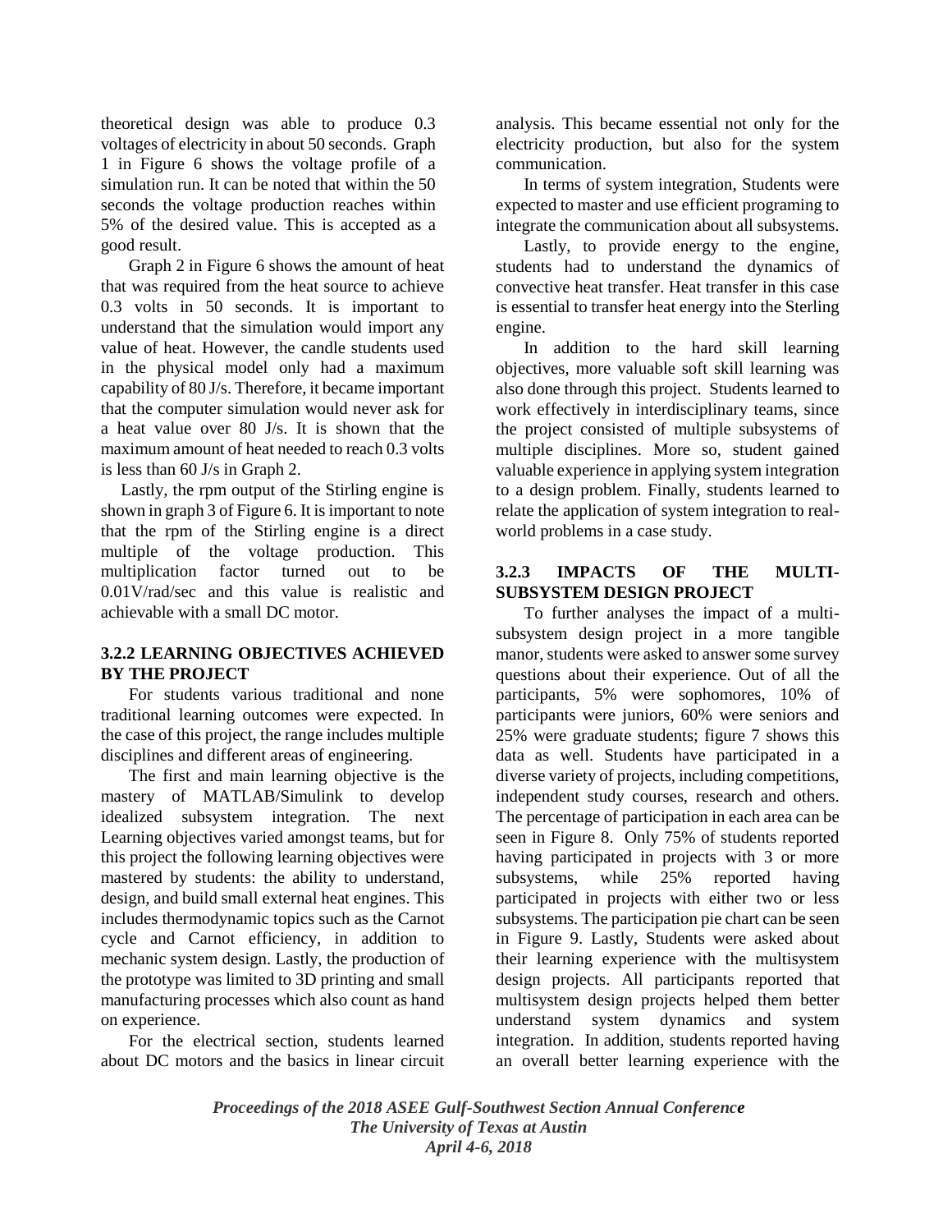theoretical design was able to produce 0.3 voltages of electricity in about 50 seconds. Graph 1 in Figure 6 shows the voltage profile of a simulation run. It can be noted that within the 50 seconds the voltage production reaches within 5% of the desired value. This is accepted as a good result.

Graph 2 in Figure 6 shows the amount of heat that was required from the heat source to achieve 0.3 volts in 50 seconds. It is important to understand that the simulation would import any value of heat. However, the candle students used in the physical model only had a maximum capability of 80 J/s. Therefore, it became important that the computer simulation would never ask for a heat value over 80 J/s. It is shown that the maximum amount of heat needed to reach 0.3 volts is less than 60 J/s in Graph 2.

Lastly, the rpm output of the Stirling engine is shown in graph 3 of Figure 6. It is important to note that the rpm of the Stirling engine is a direct multiple of the voltage production. This multiplication factor turned out to be 0.01V/rad/sec and this value is realistic and achievable with a small DC motor.

### 3.2.2 LEARNING OBJECTIVES ACHIEVED BY THE PROJECT

For students various traditional and none traditional learning outcomes were expected. In the case of this project, the range includes multiple disciplines and different areas of engineering.

The first and main learning objective is the mastery of MATLAB/Simulink to develop idealized subsystem integration. The next Learning objectives varied amongst teams, but for this project the following learning objectives were mastered by students: the ability to understand, design, and build small external heat engines. This includes thermodynamic topics such as the Carnot cycle and Carnot efficiency, in addition to mechanic system design. Lastly, the production of the prototype was limited to 3D printing and small manufacturing processes which also count as hand on experience.

For the electrical section, students learned about DC motors and the basics in linear circuit analysis. This became essential not only for the electricity production, but also for the system communication.

In terms of system integration, Students were expected to master and use efficient programing to integrate the communication about all subsystems.

Lastly, to provide energy to the engine, students had to understand the dynamics of convective heat transfer. Heat transfer in this case is essential to transfer heat energy into the Sterling engine.

In addition to the hard skill learning objectives, more valuable soft skill learning was also done through this project. Students learned to work effectively in interdisciplinary teams, since the project consisted of multiple subsystems of multiple disciplines. More so, student gained valuable experience in applying system integration to a design problem. Finally, students learned to relate the application of system integration to real-world problems in a case study.

### 3.2.3 IMPACTS OF THE MULTI-SUBSYSTEM DESIGN PROJECT

To further analyses the impact of a multi-subsystem design project in a more tangible manor, students were asked to answer some survey questions about their experience. Out of all the participants, 5% were sophomores, 10% of participants were juniors, 60% were seniors and 25% were graduate students; figure 7 shows this data as well. Students have participated in a diverse variety of projects, including competitions, independent study courses, research and others. The percentage of participation in each area can be seen in Figure 8. Only 75% of students reported having participated in projects with 3 or more subsystems, while 25% reported having participated in projects with either two or less subsystems. The participation pie chart can be seen in Figure 9. Lastly, Students were asked about their learning experience with the multisystem design projects. All participants reported that multisystem design projects helped them better understand system dynamics and system integration. In addition, students reported having an overall better learning experience with the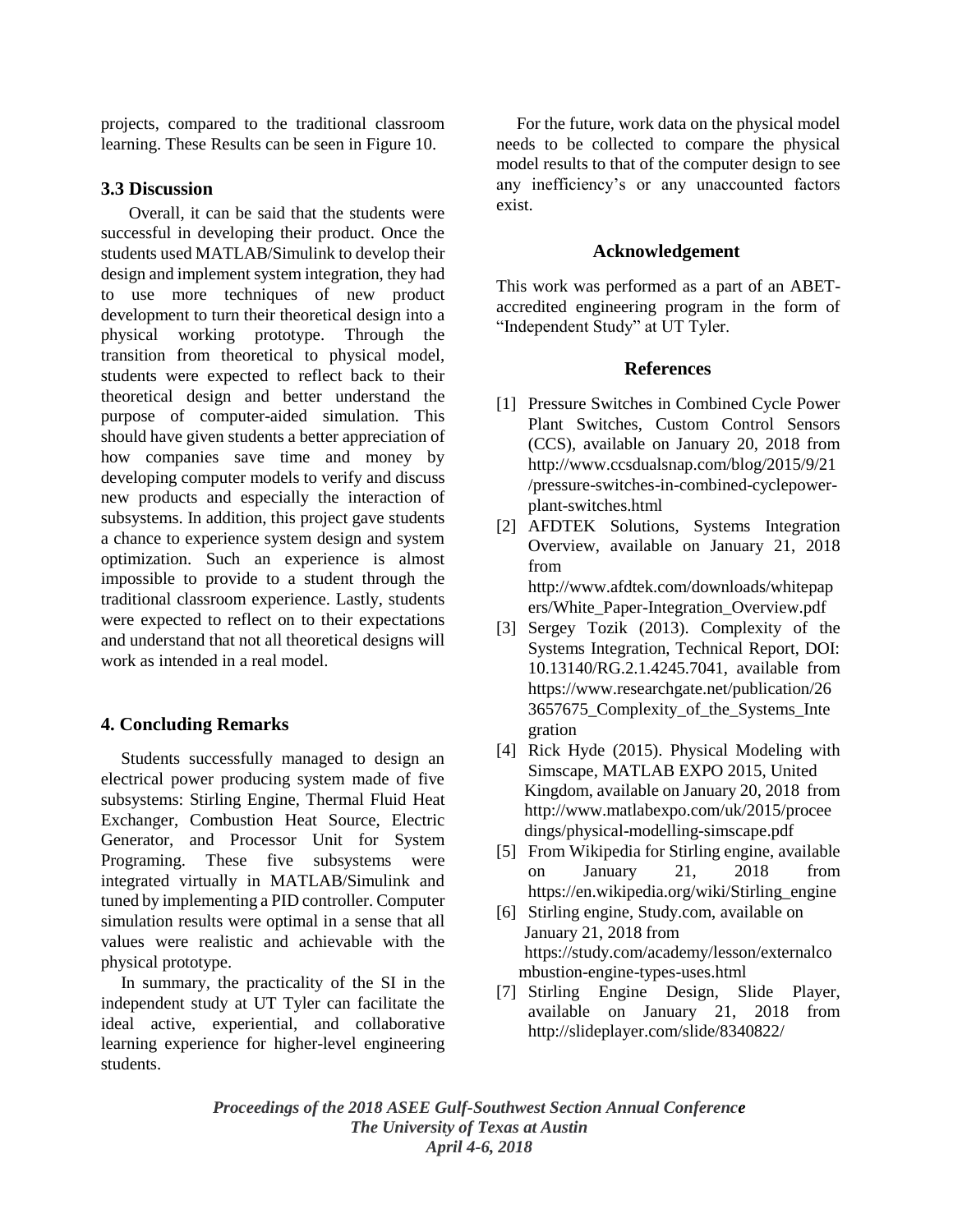projects, compared to the traditional classroom learning. These Results can be seen in Figure 10.

### 3.3 Discussion

Overall, it can be said that the students were successful in developing their product. Once the students used MATLAB/Simulink to develop their design and implement system integration, they had to use more techniques of new product development to turn their theoretical design into a physical working prototype. Through the transition from theoretical to physical model, students were expected to reflect back to their theoretical design and better understand the purpose of computer-aided simulation. This should have given students a better appreciation of how companies save time and money by developing computer models to verify and discuss new products and especially the interaction of subsystems. In addition, this project gave students a chance to experience system design and system optimization. Such an experience is almost impossible to provide to a student through the traditional classroom experience. Lastly, students were expected to reflect on to their expectations and understand that not all theoretical designs will work as intended in a real model.

## 4. Concluding Remarks

Students successfully managed to design an electrical power producing system made of five subsystems: Stirling Engine, Thermal Fluid Heat Exchanger, Combustion Heat Source, Electric Generator, and Processor Unit for System Programing. These five subsystems were integrated virtually in MATLAB/Simulink and tuned by implementing a PID controller. Computer simulation results were optimal in a sense that all values were realistic and achievable with the physical prototype.

In summary, the practicality of the SI in the independent study at UT Tyler can facilitate the ideal active, experiential, and collaborative learning experience for higher-level engineering students.

For the future, work data on the physical model needs to be collected to compare the physical model results to that of the computer design to see any inefficiency's or any unaccounted factors exist.

## Acknowledgement

This work was performed as a part of an ABET-accredited engineering program in the form of "Independent Study" at UT Tyler.

## References

[1] Pressure Switches in Combined Cycle Power Plant Switches, Custom Control Sensors (CCS), available on January 20, 2018 from http://www.ccsdualsnap.com/blog/2015/9/21/pressure-switches-in-combined-cyclepower-plant-switches.html

[2] AFDTEK Solutions, Systems Integration Overview, available on January 21, 2018 from http://www.afdtek.com/downloads/whitepapers/White_Paper-Integration_Overview.pdf

[3] Sergey Tozik (2013). Complexity of the Systems Integration, Technical Report, DOI: 10.13140/RG.2.1.4245.7041, available from https://www.researchgate.net/publication/263657675_Complexity_of_the_Systems_Integration

[4] Rick Hyde (2015). Physical Modeling with Simscape, MATLAB EXPO 2015, United Kingdom, available on January 20, 2018 from http://www.matlabexpo.com/uk/2015/proceedings/physical-modelling-simscape.pdf

[5] From Wikipedia for Stirling engine, available on January 21, 2018 from https://en.wikipedia.org/wiki/Stirling_engine

[6] Stirling engine, Study.com, available on January 21, 2018 from https://study.com/academy/lesson/externalcombustion-engine-types-uses.html

[7] Stirling Engine Design, Slide Player, available on January 21, 2018 from http://slideplayer.com/slide/8340822/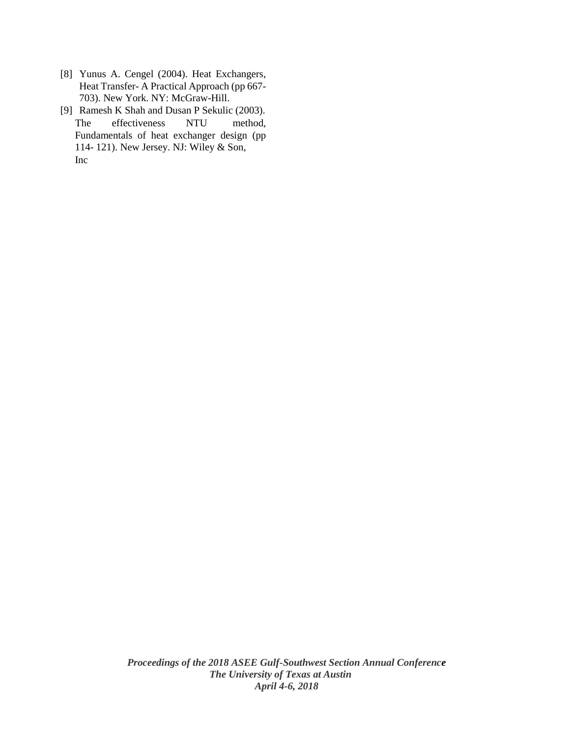[8] Yunus A. Cengel (2004). Heat Exchangers, Heat Transfer- A Practical Approach (pp 667-703). New York. NY: McGraw-Hill.

[9] Ramesh K Shah and Dusan P Sekulic (2003). The effectiveness NTU method, Fundamentals of heat exchanger design (pp 114- 121). New Jersey. NJ: Wiley & Son, Inc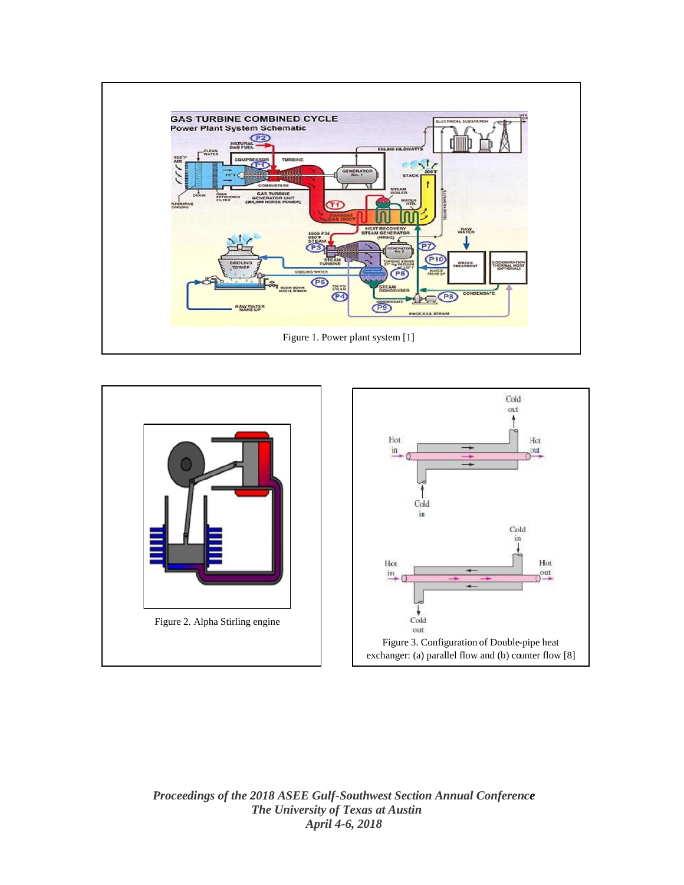Figure 1. Power plant system [1]

Figure 2. Alpha Stirling engine

Figure 3. Configuration of Double-pipe heat exchanger: (a) parallel flow and (b) counter flow [8]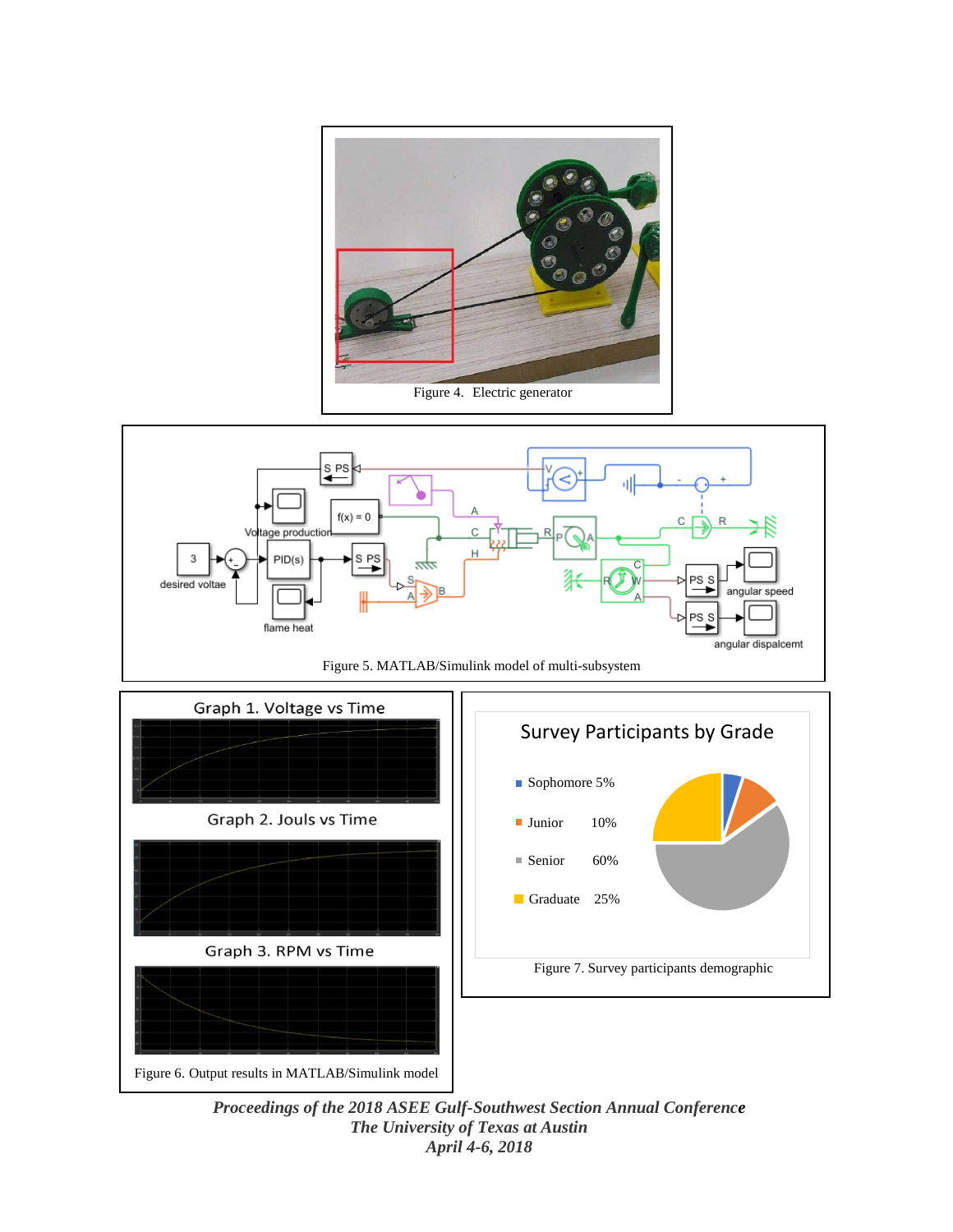Figure 4. Electric generator

Figure 5. MATLAB/Simulink model of multi-subsystem

Graph 1. Voltage vs Time

Graph 2. Jouls vs Time

Graph 3. RPM vs Time

Figure 6. Output results in MATLAB/Simulink model

Survey Participants by Grade

- Sophomore 5%
- Junior 10%
- Senior 60%
- Graduate 25%

Figure 7. Survey participants demographic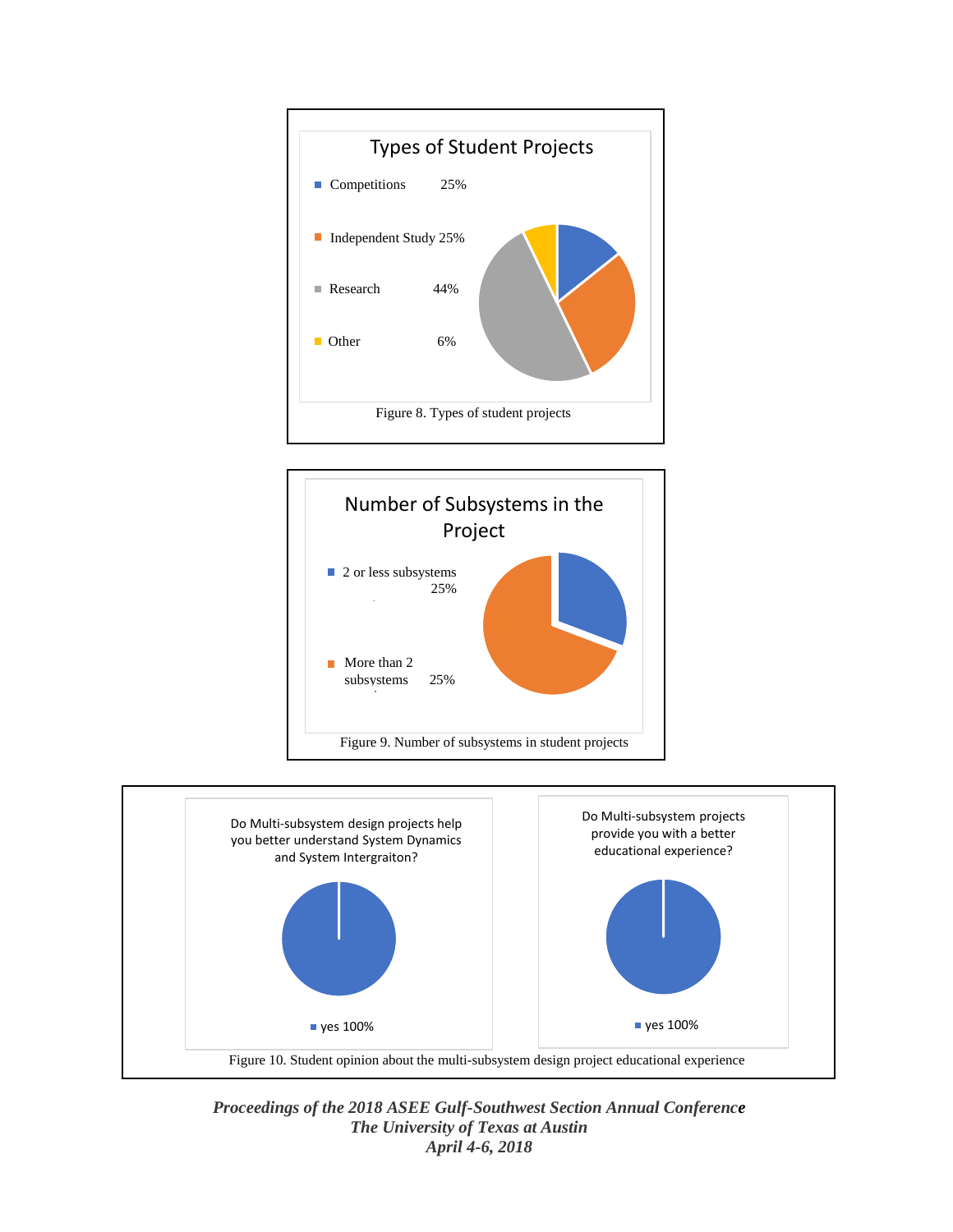Types of Student Projects

Competitions 25%

Independent Study 25%

Research 44%

Other 6%

Figure 8. Types of student projects

Number of Subsystems in the Project

2 or less subsystems 25%

More than 2 subsystems 25%

Figure 9. Number of subsystems in student projects

Do Multi-subsystem design projects help you better understand System Dynamics and System Intergraiton?

yes 100%

Do Multi-subsystem projects provide you with a better educational experience?

yes 100%

Figure 10. Student opinion about the multi-subsystem design project educational experience